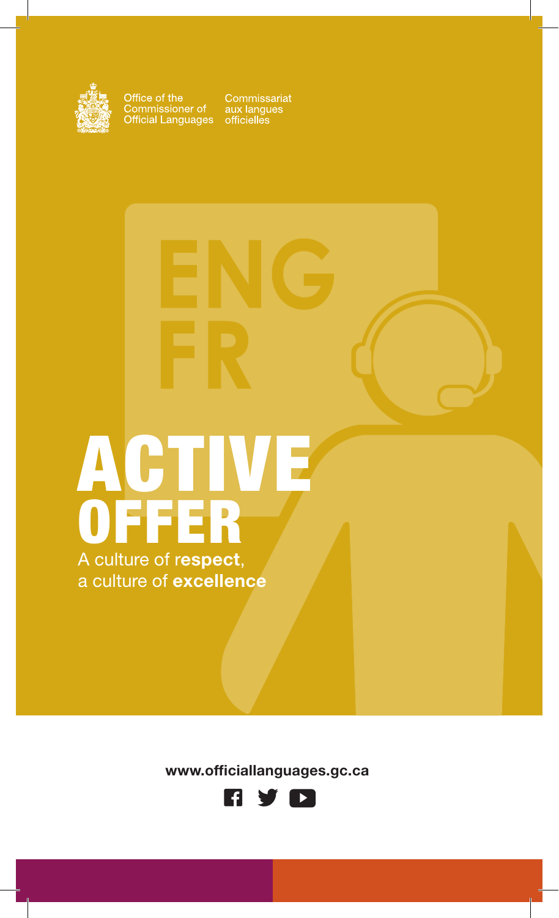Office of the Commissioner of Official Languages

Commissariat aux langues officielles

ENG

FR

# ACTIVE OFFER

A culture of r**espect**,
a culture of **excellence**

**www.officiallanguages.gc.ca**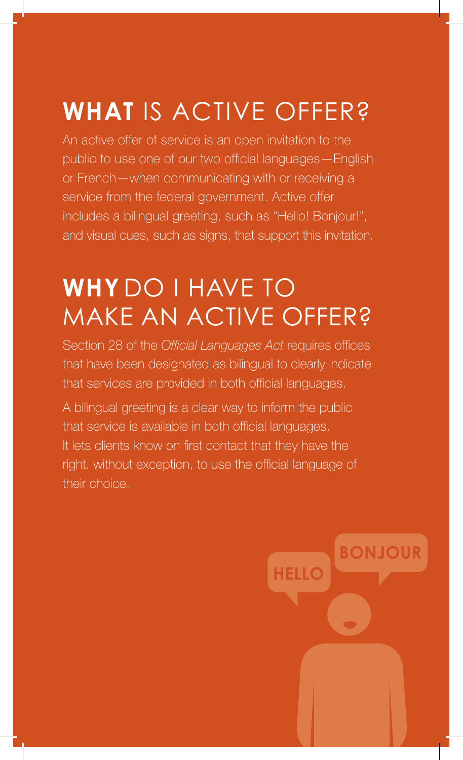## **WHAT** IS ACTIVE OFFER?

An active offer of service is an open invitation to the public to use one of our two official languages—English or French—when communicating with or receiving a service from the federal government. Active offer includes a bilingual greeting, such as "Hello! Bonjour!", and visual cues, such as signs, that support this invitation.

## **WHY** DO I HAVE TO MAKE AN ACTIVE OFFER?

Section 28 of the *Official Languages Act* requires offices that have been designated as bilingual to clearly indicate that services are provided in both official languages.

A bilingual greeting is a clear way to inform the public that service is available in both official languages. It lets clients know on first contact that they have the right, without exception, to use the official language of their choice.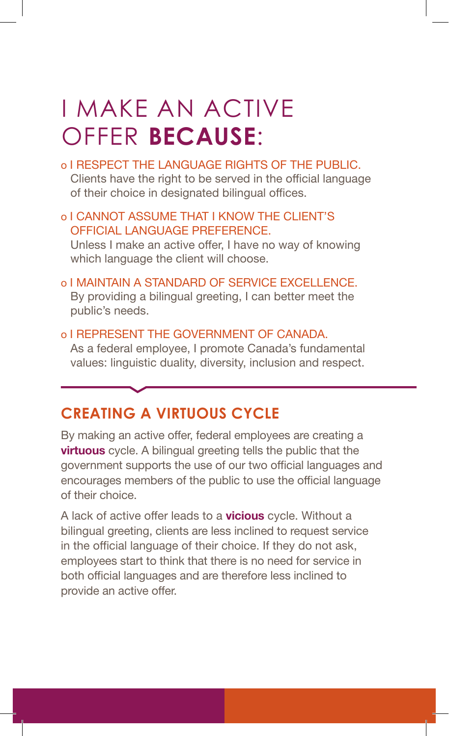# I MAKE AN ACTIVE OFFER **BECAUSE**:

- I RESPECT THE LANGUAGE RIGHTS OF THE PUBLIC.
  Clients have the right to be served in the official language of their choice in designated bilingual offices.
- I CANNOT ASSUME THAT I KNOW THE CLIENT'S OFFICIAL LANGUAGE PREFERENCE.
  Unless I make an active offer, I have no way of knowing which language the client will choose.
- I MAINTAIN A STANDARD OF SERVICE EXCELLENCE.
  By providing a bilingual greeting, I can better meet the public's needs.
- I REPRESENT THE GOVERNMENT OF CANADA.
  As a federal employee, I promote Canada's fundamental values: linguistic duality, diversity, inclusion and respect.

## CREATING A VIRTUOUS CYCLE

By making an active offer, federal employees are creating a **virtuous** cycle. A bilingual greeting tells the public that the government supports the use of our two official languages and encourages members of the public to use the official language of their choice.

A lack of active offer leads to a **vicious** cycle. Without a bilingual greeting, clients are less inclined to request service in the official language of their choice. If they do not ask, employees start to think that there is no need for service in both official languages and are therefore less inclined to provide an active offer.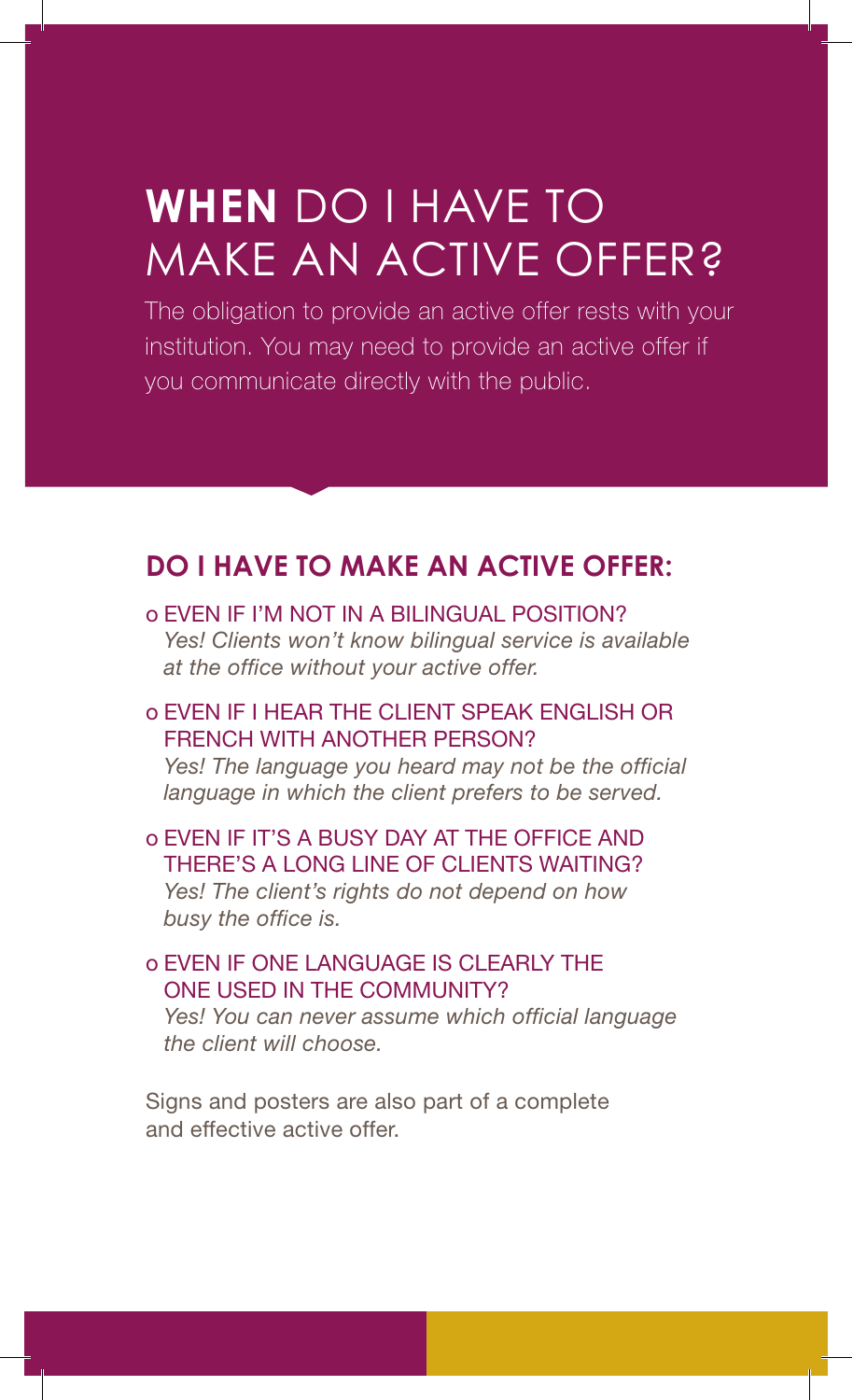# **WHEN** DO I HAVE TO MAKE AN ACTIVE OFFER?

The obligation to provide an active offer rests with your institution. You may need to provide an active offer if you communicate directly with the public.

## DO I HAVE TO MAKE AN ACTIVE OFFER:

- EVEN IF I'M NOT IN A BILINGUAL POSITION?
  *Yes! Clients won't know bilingual service is available at the office without your active offer.*
- EVEN IF I HEAR THE CLIENT SPEAK ENGLISH OR FRENCH WITH ANOTHER PERSON?
  *Yes! The language you heard may not be the official language in which the client prefers to be served.*
- EVEN IF IT'S A BUSY DAY AT THE OFFICE AND THERE'S A LONG LINE OF CLIENTS WAITING?
  *Yes! The client's rights do not depend on how busy the office is.*
- EVEN IF ONE LANGUAGE IS CLEARLY THE ONE USED IN THE COMMUNITY?
  *Yes! You can never assume which official language the client will choose.*

Signs and posters are also part of a complete and effective active offer.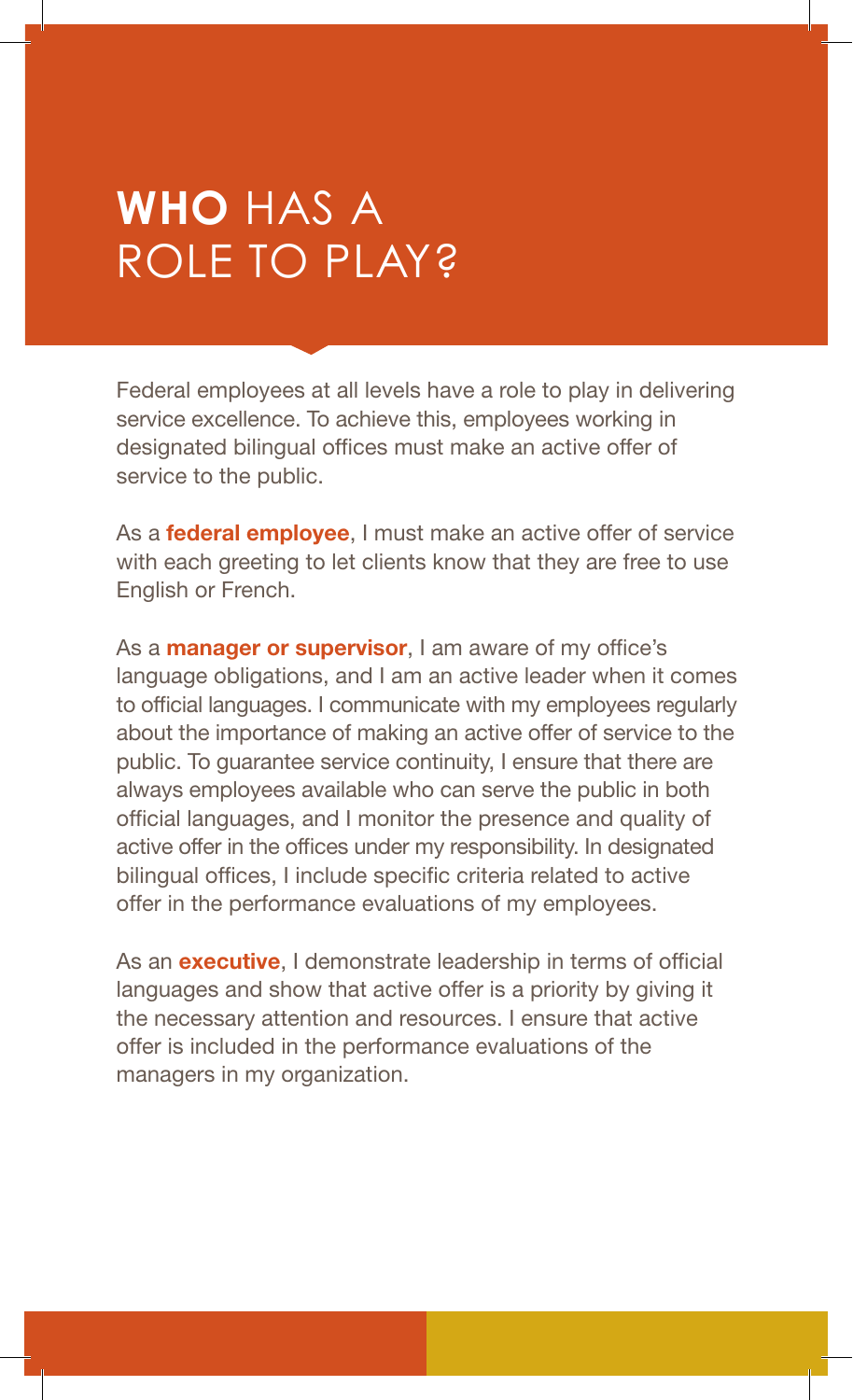# **WHO** HAS A ROLE TO PLAY?

Federal employees at all levels have a role to play in delivering service excellence. To achieve this, employees working in designated bilingual offices must make an active offer of service to the public.

As a **federal employee**, I must make an active offer of service with each greeting to let clients know that they are free to use English or French.

As a **manager or supervisor**, I am aware of my office's language obligations, and I am an active leader when it comes to official languages. I communicate with my employees regularly about the importance of making an active offer of service to the public. To guarantee service continuity, I ensure that there are always employees available who can serve the public in both official languages, and I monitor the presence and quality of active offer in the offices under my responsibility. In designated bilingual offices, I include specific criteria related to active offer in the performance evaluations of my employees.

As an **executive**, I demonstrate leadership in terms of official languages and show that active offer is a priority by giving it the necessary attention and resources. I ensure that active offer is included in the performance evaluations of the managers in my organization.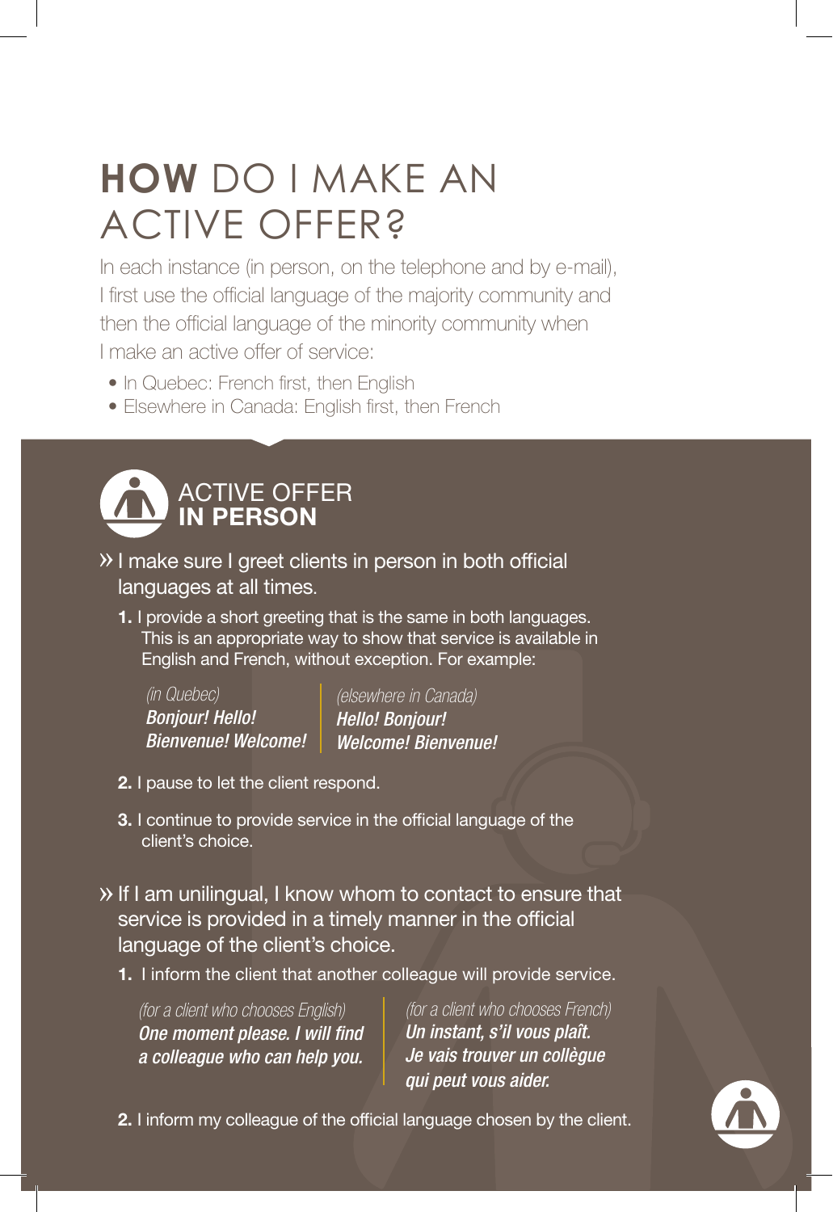# **HOW** DO I MAKE AN ACTIVE OFFER?

In each instance (in person, on the telephone and by e-mail), I first use the official language of the majority community and then the official language of the minority community when I make an active offer of service:

- In Quebec: French first, then English
- Elsewhere in Canada: English first, then French

## ACTIVE OFFER **IN PERSON**

» I make sure I greet clients in person in both official languages at all times.

**1.** I provide a short greeting that is the same in both languages. This is an appropriate way to show that service is available in English and French, without exception. For example:

*(in Quebec)*
***Bonjour! Hello!***
***Bienvenue! Welcome!***

*(elsewhere in Canada)*
***Hello! Bonjour!***
***Welcome! Bienvenue!***

**2.** I pause to let the client respond.

**3.** I continue to provide service in the official language of the client's choice.

» If I am unilingual, I know whom to contact to ensure that service is provided in a timely manner in the official language of the client's choice.

**1.** I inform the client that another colleague will provide service.

*(for a client who chooses English)*
***One moment please. I will find a colleague who can help you.***

*(for a client who chooses French)*
***Un instant, s'il vous plaît. Je vais trouver un collègue qui peut vous aider.***

**2.** I inform my colleague of the official language chosen by the client.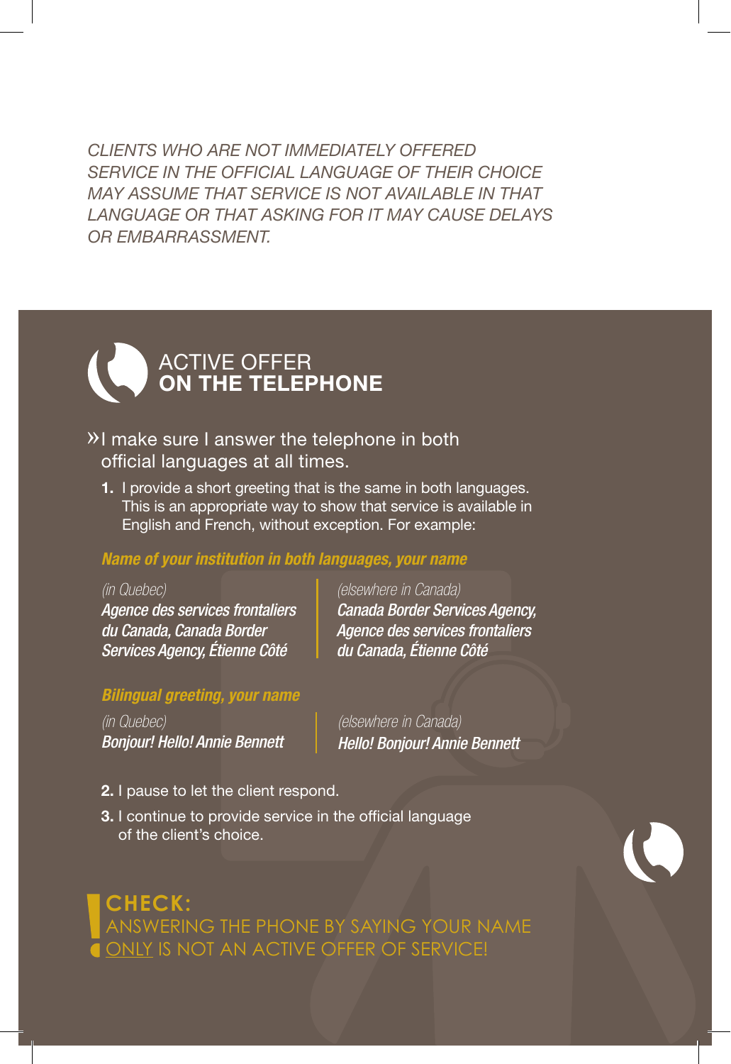*CLIENTS WHO ARE NOT IMMEDIATELY OFFERED SERVICE IN THE OFFICIAL LANGUAGE OF THEIR CHOICE MAY ASSUME THAT SERVICE IS NOT AVAILABLE IN THAT LANGUAGE OR THAT ASKING FOR IT MAY CAUSE DELAYS OR EMBARRASSMENT.*

## ACTIVE OFFER **ON THE TELEPHONE**

» I make sure I answer the telephone in both official languages at all times.

1. I provide a short greeting that is the same in both languages. This is an appropriate way to show that service is available in English and French, without exception. For example:

***Name of your institution in both languages, your name***

*(in Quebec)*
***Agence des services frontaliers du Canada, Canada Border Services Agency, Étienne Côté***

*(elsewhere in Canada)*
***Canada Border Services Agency, Agence des services frontaliers du Canada, Étienne Côté***

***Bilingual greeting, your name***

*(in Quebec)*
***Bonjour! Hello! Annie Bennett***

*(elsewhere in Canada)*
***Hello! Bonjour! Annie Bennett***

2. I pause to let the client respond.
3. I continue to provide service in the official language of the client's choice.

**CHECK:**
ANSWERING THE PHONE BY SAYING YOUR NAME ONLY IS NOT AN ACTIVE OFFER OF SERVICE!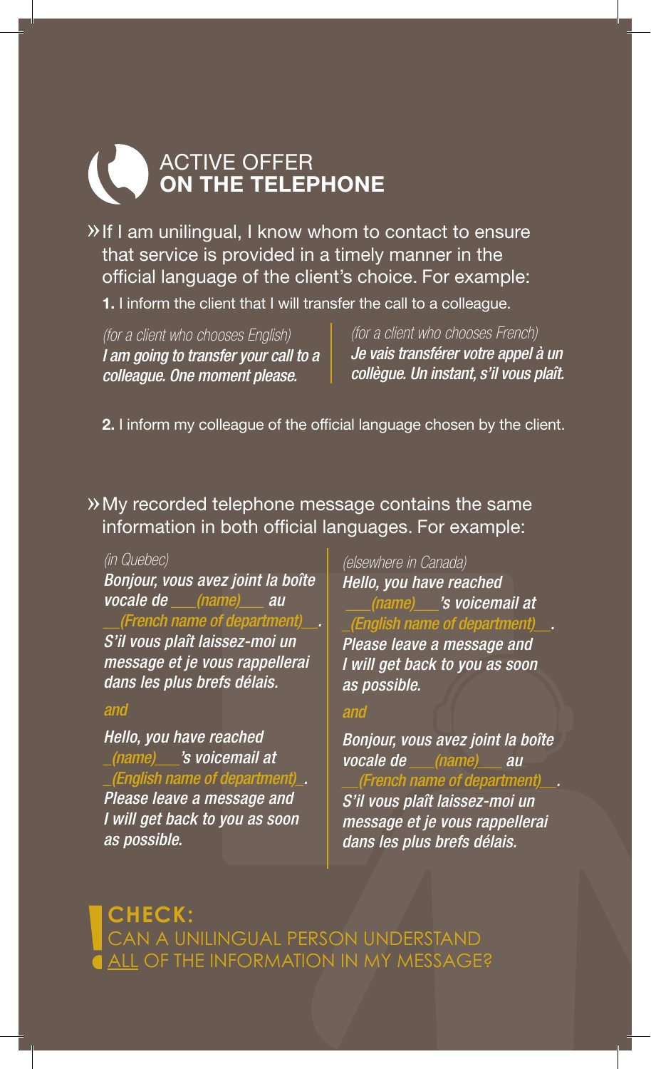# ACTIVE OFFER **ON THE TELEPHONE**

» If I am unilingual, I know whom to contact to ensure that service is provided in a timely manner in the official language of the client's choice. For example:

**1.** I inform the client that I will transfer the call to a colleague.

*(for a client who chooses English)*
***I am going to transfer your call to a colleague. One moment please.***

*(for a client who chooses French)*
***Je vais transférer votre appel à un collègue. Un instant, s'il vous plaît.***

**2.** I inform my colleague of the official language chosen by the client.

» My recorded telephone message contains the same information in both official languages. For example:

*(in Quebec)*
***Bonjour, vous avez joint la boîte vocale de ___(name)___ au __(French name of department)__. S'il vous plaît laissez-moi un message et je vous rappellerai dans les plus brefs délais.***

*and*

***Hello, you have reached _(name)___'s voicemail at _(English name of department)_. Please leave a message and I will get back to you as soon as possible.***

*(elsewhere in Canada)*
***Hello, you have reached ___(name)___'s voicemail at _(English name of department)__. Please leave a message and I will get back to you as soon as possible.***

*and*

***Bonjour, vous avez joint la boîte vocale de ___(name)___ au __(French name of department)__. S'il vous plaît laissez-moi un message et je vous rappellerai dans les plus brefs délais.***

**CHECK:**
CAN A UNILINGUAL PERSON UNDERSTAND ALL OF THE INFORMATION IN MY MESSAGE?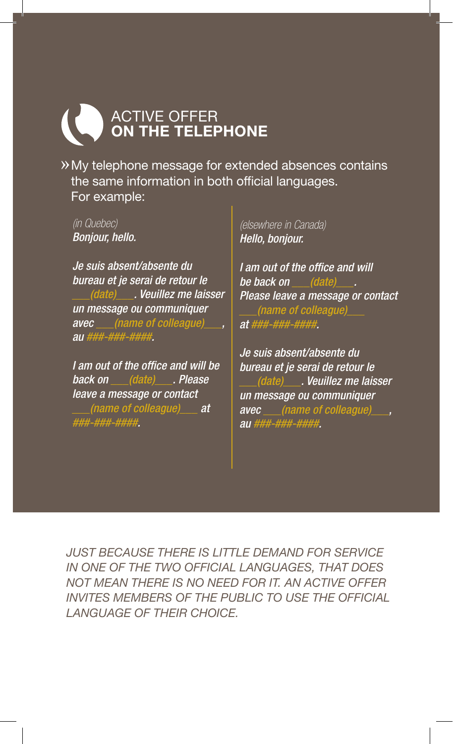# ACTIVE OFFER **ON THE TELEPHONE**

» My telephone message for extended absences contains the same information in both official languages. For example:

*(in Quebec)*
***Bonjour, hello.***

***Je suis absent/absente du bureau et je serai de retour le ___(date)___. Veuillez me laisser un message ou communiquer avec ___(name of colleague)___, au ###-###-####.***

***I am out of the office and will be back on ___(date)___. Please leave a message or contact ___(name of colleague)___ at ###-###-####.***

*(elsewhere in Canada)*
***Hello, bonjour.***

***I am out of the office and will be back on ___(date)___. Please leave a message or contact ___(name of colleague)___ at ###-###-####.***

***Je suis absent/absente du bureau et je serai de retour le ___(date)___. Veuillez me laisser un message ou communiquer avec ___(name of colleague)___, au ###-###-####.***

*JUST BECAUSE THERE IS LITTLE DEMAND FOR SERVICE IN ONE OF THE TWO OFFICIAL LANGUAGES, THAT DOES NOT MEAN THERE IS NO NEED FOR IT. AN ACTIVE OFFER INVITES MEMBERS OF THE PUBLIC TO USE THE OFFICIAL LANGUAGE OF THEIR CHOICE.*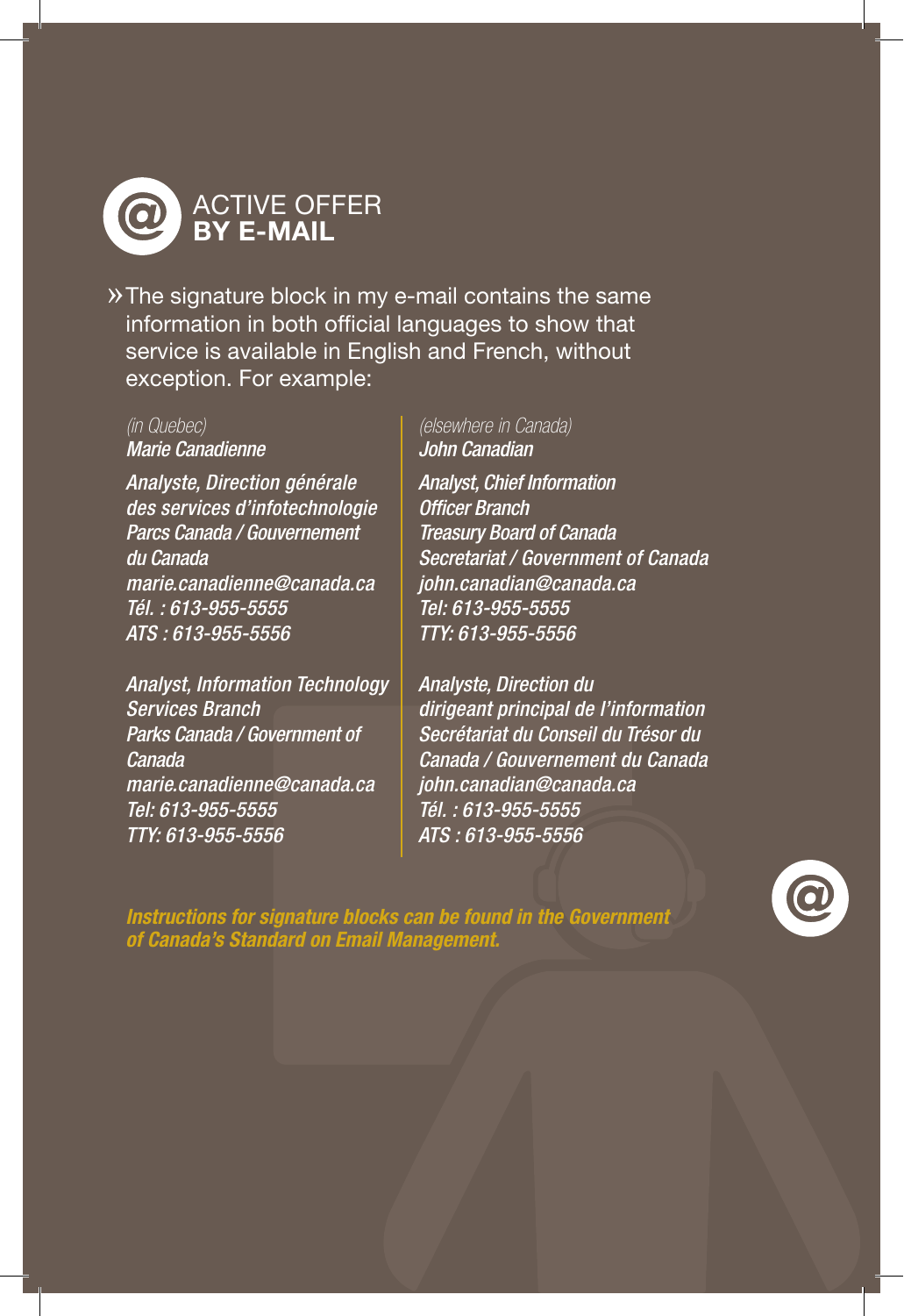# ACTIVE OFFER **BY E-MAIL**

» The signature block in my e-mail contains the same information in both official languages to show that service is available in English and French, without exception. For example:

*(in Quebec)*
*Marie Canadienne*

*Analyste, Direction générale des services d'infotechnologie*
*Parcs Canada / Gouvernement du Canada*
*marie.canadienne@canada.ca*
*Tél. : 613-955-5555*
*ATS : 613-955-5556*

*Analyst, Information Technology Services Branch*
*Parks Canada / Government of Canada*
*marie.canadienne@canada.ca*
*Tel: 613-955-5555*
*TTY: 613-955-5556*

*(elsewhere in Canada)*
*John Canadian*

*Analyst, Chief Information Officer Branch*
*Treasury Board of Canada Secretariat / Government of Canada*
*john.canadian@canada.ca*
*Tel: 613-955-5555*
*TTY: 613-955-5556*

*Analyste, Direction du dirigeant principal de l'information*
*Secrétariat du Conseil du Trésor du Canada / Gouvernement du Canada*
*john.canadian@canada.ca*
*Tél. : 613-955-5555*
*ATS : 613-955-5556*

***Instructions for signature blocks can be found in the Government of Canada's Standard on Email Management.***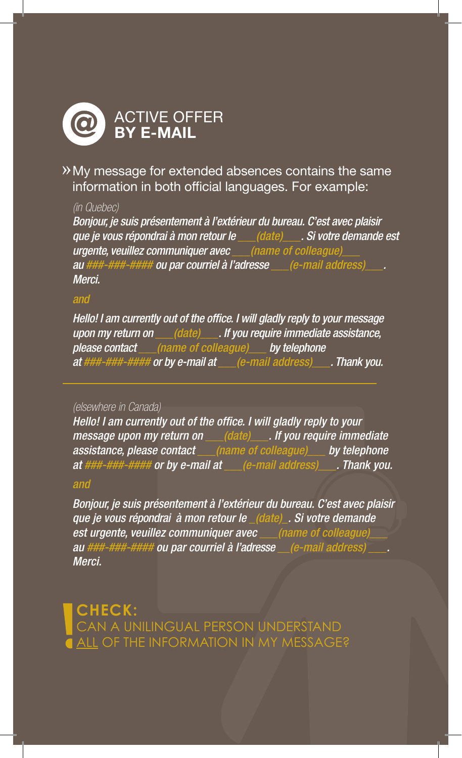## ACTIVE OFFER **BY E-MAIL**

» My message for extended absences contains the same information in both official languages. For example:

*(in Quebec)*

*Bonjour, je suis présentement à l'extérieur du bureau. C'est avec plaisir que je vous répondrai à mon retour le \_\_\_(date)\_\_\_. Si votre demande est urgente, veuillez communiquer avec \_\_\_(name of colleague)\_\_\_ au ###-###-#### ou par courriel à l'adresse \_\_\_(e-mail address)\_\_\_. Merci.*

*and*

*Hello! I am currently out of the office. I will gladly reply to your message upon my return on \_\_\_(date)\_\_\_. If you require immediate assistance, please contact \_\_\_(name of colleague)\_\_\_ by telephone at ###-###-#### or by e-mail at \_\_\_(e-mail address)\_\_\_. Thank you.*

---

*(elsewhere in Canada)*

*Hello! I am currently out of the office. I will gladly reply to your message upon my return on \_\_\_(date)\_\_\_. If you require immediate assistance, please contact \_\_\_(name of colleague)\_\_\_ by telephone at ###-###-#### or by e-mail at \_\_\_(e-mail address)\_\_\_. Thank you.*

*and*

*Bonjour, je suis présentement à l'extérieur du bureau. C'est avec plaisir que je vous répondrai à mon retour le \_(date)\_. Si votre demande est urgente, veuillez communiquer avec \_\_\_(name of colleague)\_\_\_ au ###-###-#### ou par courriel à l'adresse \_\_(e-mail address) \_\_\_. Merci.*

**CHECK:**
CAN A UNILINGUAL PERSON UNDERSTAND ALL OF THE INFORMATION IN MY MESSAGE?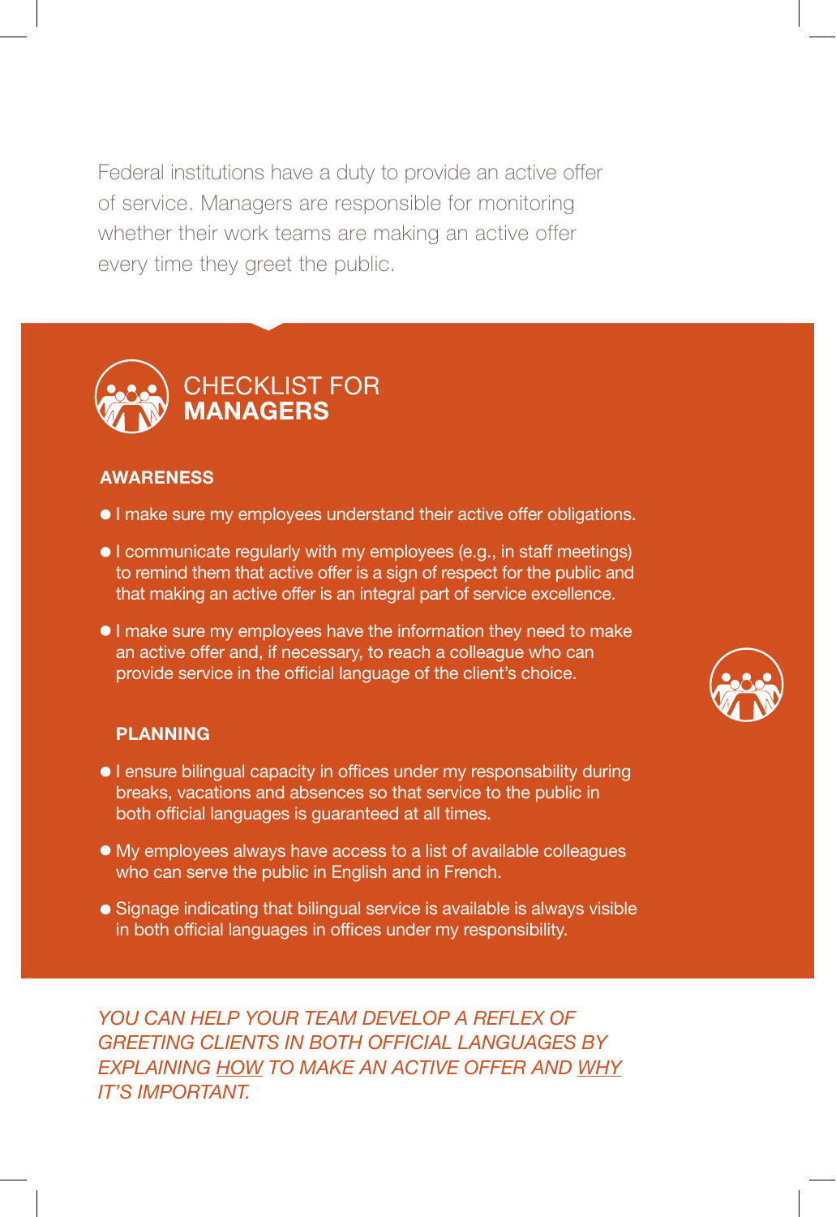Federal institutions have a duty to provide an active offer of service. Managers are responsible for monitoring whether their work teams are making an active offer every time they greet the public.

## CHECKLIST FOR **MANAGERS**

### AWARENESS

- I make sure my employees understand their active offer obligations.
- I communicate regularly with my employees (e.g., in staff meetings) to remind them that active offer is a sign of respect for the public and that making an active offer is an integral part of service excellence.
- I make sure my employees have the information they need to make an active offer and, if necessary, to reach a colleague who can provide service in the official language of the client's choice.

### PLANNING

- I ensure bilingual capacity in offices under my responsability during breaks, vacations and absences so that service to the public in both official languages is guaranteed at all times.
- My employees always have access to a list of available colleagues who can serve the public in English and in French.
- Signage indicating that bilingual service is available is always visible in both official languages in offices under my responsibility.

*YOU CAN HELP YOUR TEAM DEVELOP A REFLEX OF GREETING CLIENTS IN BOTH OFFICIAL LANGUAGES BY EXPLAINING HOW TO MAKE AN ACTIVE OFFER AND WHY IT'S IMPORTANT.*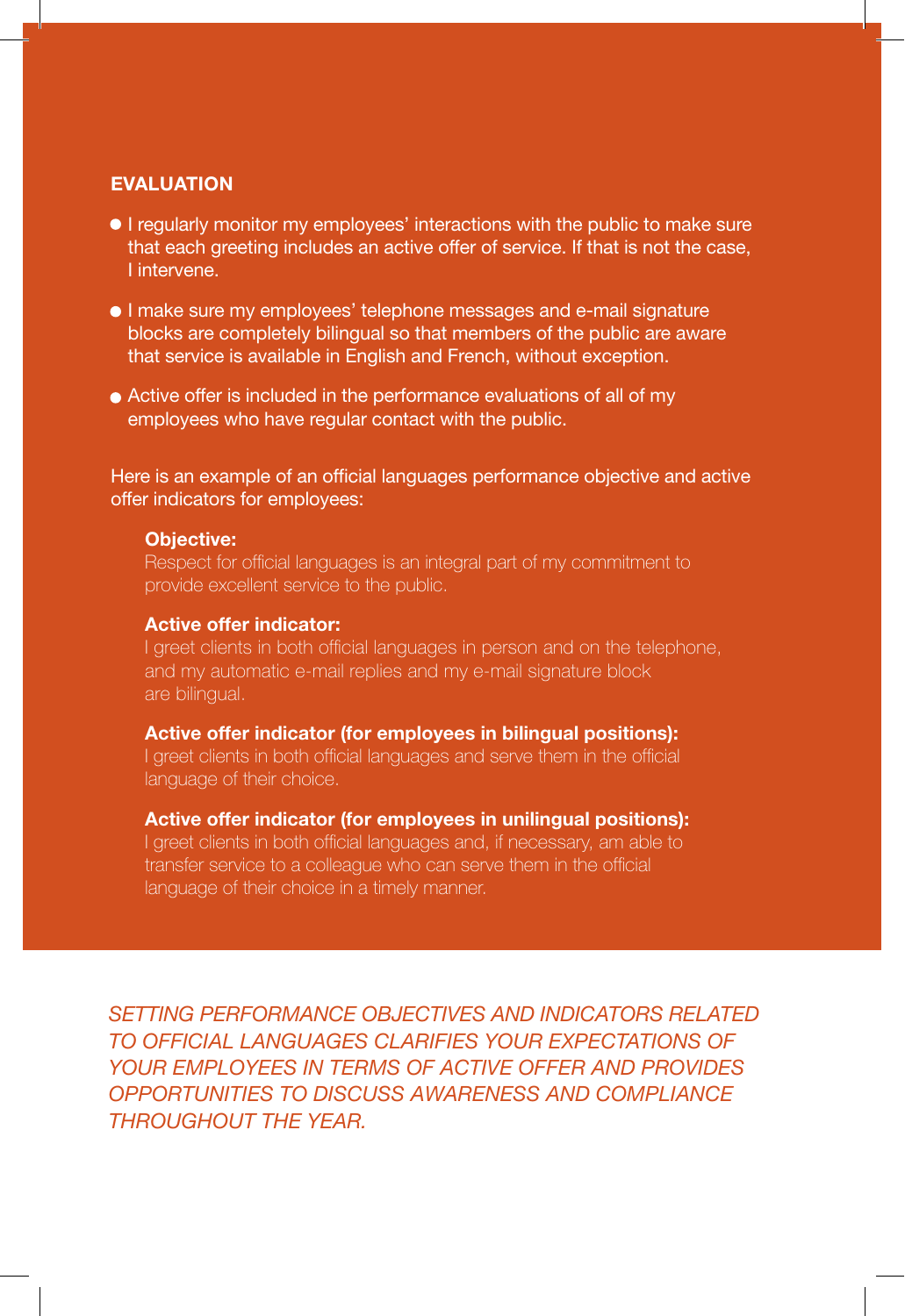## EVALUATION

- I regularly monitor my employees' interactions with the public to make sure that each greeting includes an active offer of service. If that is not the case, I intervene.
- I make sure my employees' telephone messages and e-mail signature blocks are completely bilingual so that members of the public are aware that service is available in English and French, without exception.
- Active offer is included in the performance evaluations of all of my employees who have regular contact with the public.

Here is an example of an official languages performance objective and active offer indicators for employees:

**Objective:**
Respect for official languages is an integral part of my commitment to provide excellent service to the public.

**Active offer indicator:**
I greet clients in both official languages in person and on the telephone, and my automatic e-mail replies and my e-mail signature block are bilingual.

**Active offer indicator (for employees in bilingual positions):**
I greet clients in both official languages and serve them in the official language of their choice.

**Active offer indicator (for employees in unilingual positions):**
I greet clients in both official languages and, if necessary, am able to transfer service to a colleague who can serve them in the official language of their choice in a timely manner.

*SETTING PERFORMANCE OBJECTIVES AND INDICATORS RELATED TO OFFICIAL LANGUAGES CLARIFIES YOUR EXPECTATIONS OF YOUR EMPLOYEES IN TERMS OF ACTIVE OFFER AND PROVIDES OPPORTUNITIES TO DISCUSS AWARENESS AND COMPLIANCE THROUGHOUT THE YEAR.*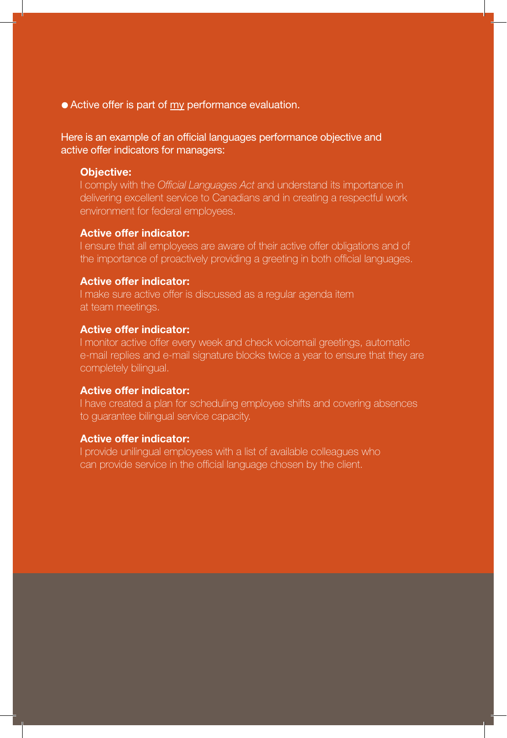- Active offer is part of <u>my</u> performance evaluation.

Here is an example of an official languages performance objective and active offer indicators for managers:

**Objective:**
I comply with the *Official Languages Act* and understand its importance in delivering excellent service to Canadians and in creating a respectful work environment for federal employees.

**Active offer indicator:**
I ensure that all employees are aware of their active offer obligations and of the importance of proactively providing a greeting in both official languages.

**Active offer indicator:**
I make sure active offer is discussed as a regular agenda item at team meetings.

**Active offer indicator:**
I monitor active offer every week and check voicemail greetings, automatic e-mail replies and e-mail signature blocks twice a year to ensure that they are completely bilingual.

**Active offer indicator:**
I have created a plan for scheduling employee shifts and covering absences to guarantee bilingual service capacity.

**Active offer indicator:**
I provide unilingual employees with a list of available colleagues who can provide service in the official language chosen by the client.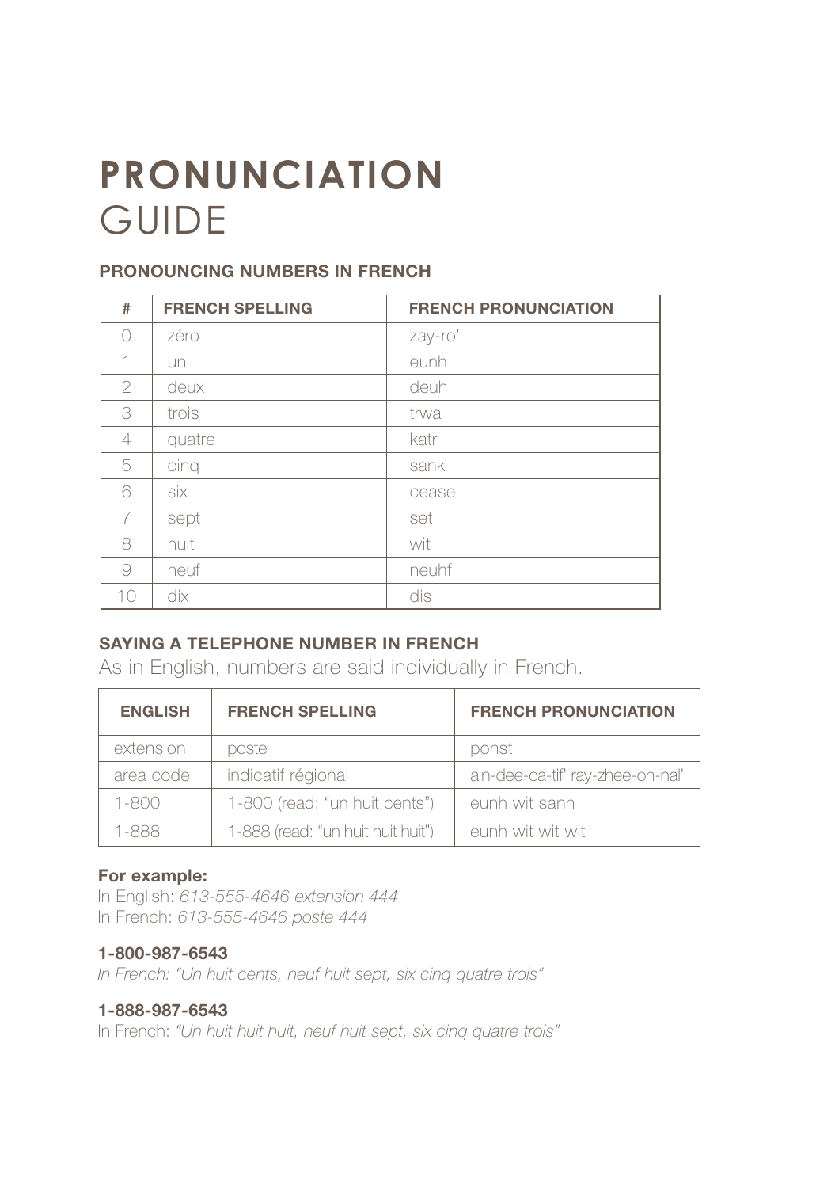# PRONUNCIATION GUIDE

### PRONOUNCING NUMBERS IN FRENCH

| # | FRENCH SPELLING | FRENCH PRONUNCIATION |
|---|---|---|
| 0 | zéro | zay-ro' |
| 1 | un | eunh |
| 2 | deux | deuh |
| 3 | trois | trwa |
| 4 | quatre | katr |
| 5 | cinq | sank |
| 6 | six | cease |
| 7 | sept | set |
| 8 | huit | wit |
| 9 | neuf | neuhf |
| 10 | dix | dis |

### SAYING A TELEPHONE NUMBER IN FRENCH

As in English, numbers are said individually in French.

| ENGLISH | FRENCH SPELLING | FRENCH PRONUNCIATION |
|---|---|---|
| extension | poste | pohst |
| area code | indicatif régional | ain-dee-ca-tif' ray-zhee-oh-nal' |
| 1-800 | 1-800 (read: "un huit cents") | eunh wit sanh |
| 1-888 | 1-888 (read: "un huit huit huit") | eunh wit wit wit |

**For example:**
In English: *613-555-4646 extension 444*
In French: *613-555-4646 poste 444*

**1-800-987-6543**
*In French: "Un huit cents, neuf huit sept, six cinq quatre trois"*

**1-888-987-6543**
In French: *"Un huit huit huit, neuf huit sept, six cinq quatre trois"*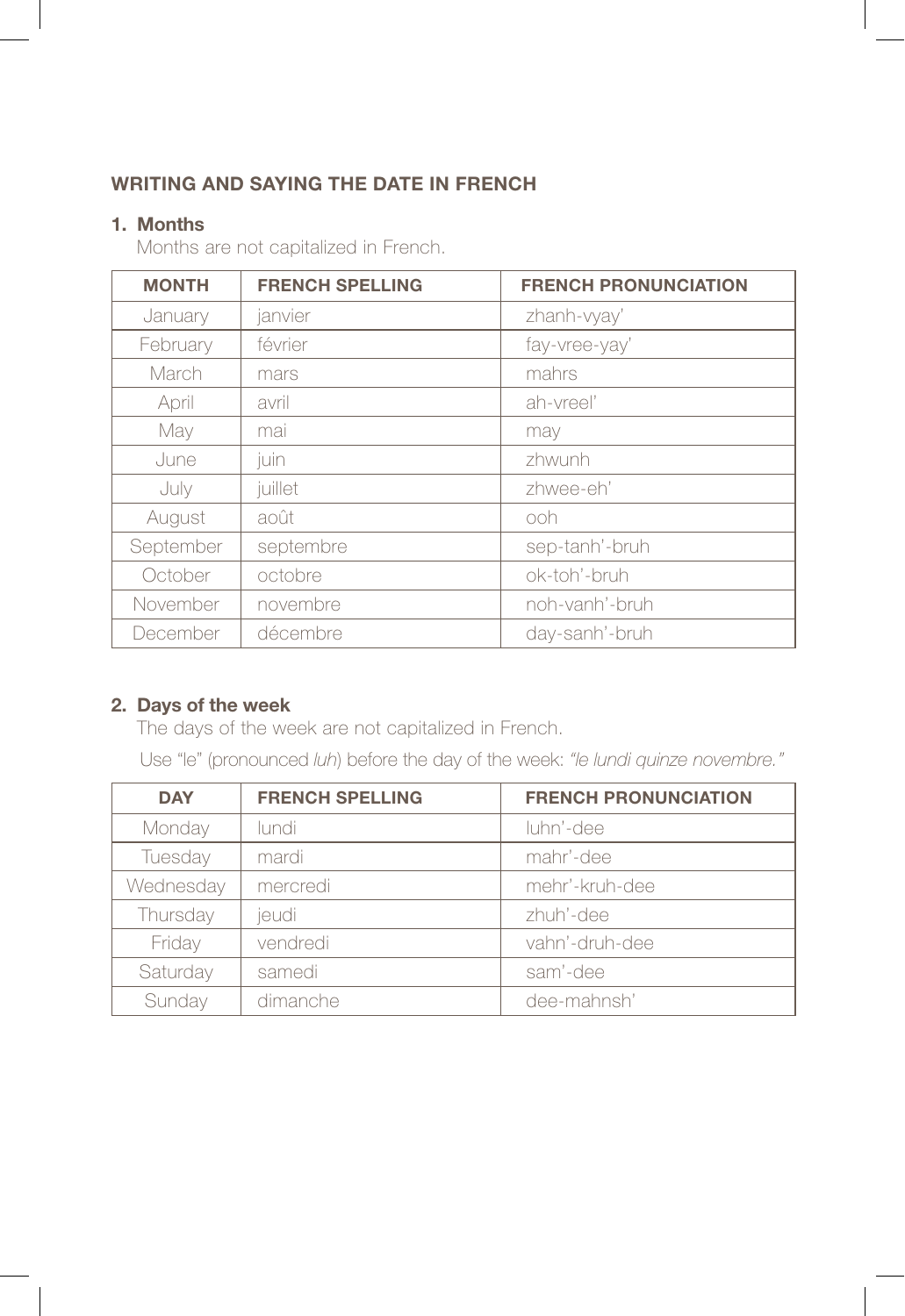## WRITING AND SAYING THE DATE IN FRENCH

### 1. Months

Months are not capitalized in French.

| MONTH | FRENCH SPELLING | FRENCH PRONUNCIATION |
|---|---|---|
| January | janvier | zhanh-vyay' |
| February | février | fay-vree-yay' |
| March | mars | mahrs |
| April | avril | ah-vreel' |
| May | mai | may |
| June | juin | zhwunh |
| July | juillet | zhwee-eh' |
| August | août | ooh |
| September | septembre | sep-tanh'-bruh |
| October | octobre | ok-toh'-bruh |
| November | novembre | noh-vanh'-bruh |
| December | décembre | day-sanh'-bruh |

### 2. Days of the week

The days of the week are not capitalized in French.

Use "le" (pronounced *luh*) before the day of the week: *"le lundi quinze novembre."*

| DAY | FRENCH SPELLING | FRENCH PRONUNCIATION |
|---|---|---|
| Monday | lundi | luhn'-dee |
| Tuesday | mardi | mahr'-dee |
| Wednesday | mercredi | mehr'-kruh-dee |
| Thursday | jeudi | zhuh'-dee |
| Friday | vendredi | vahn'-druh-dee |
| Saturday | samedi | sam'-dee |
| Sunday | dimanche | dee-mahnsh' |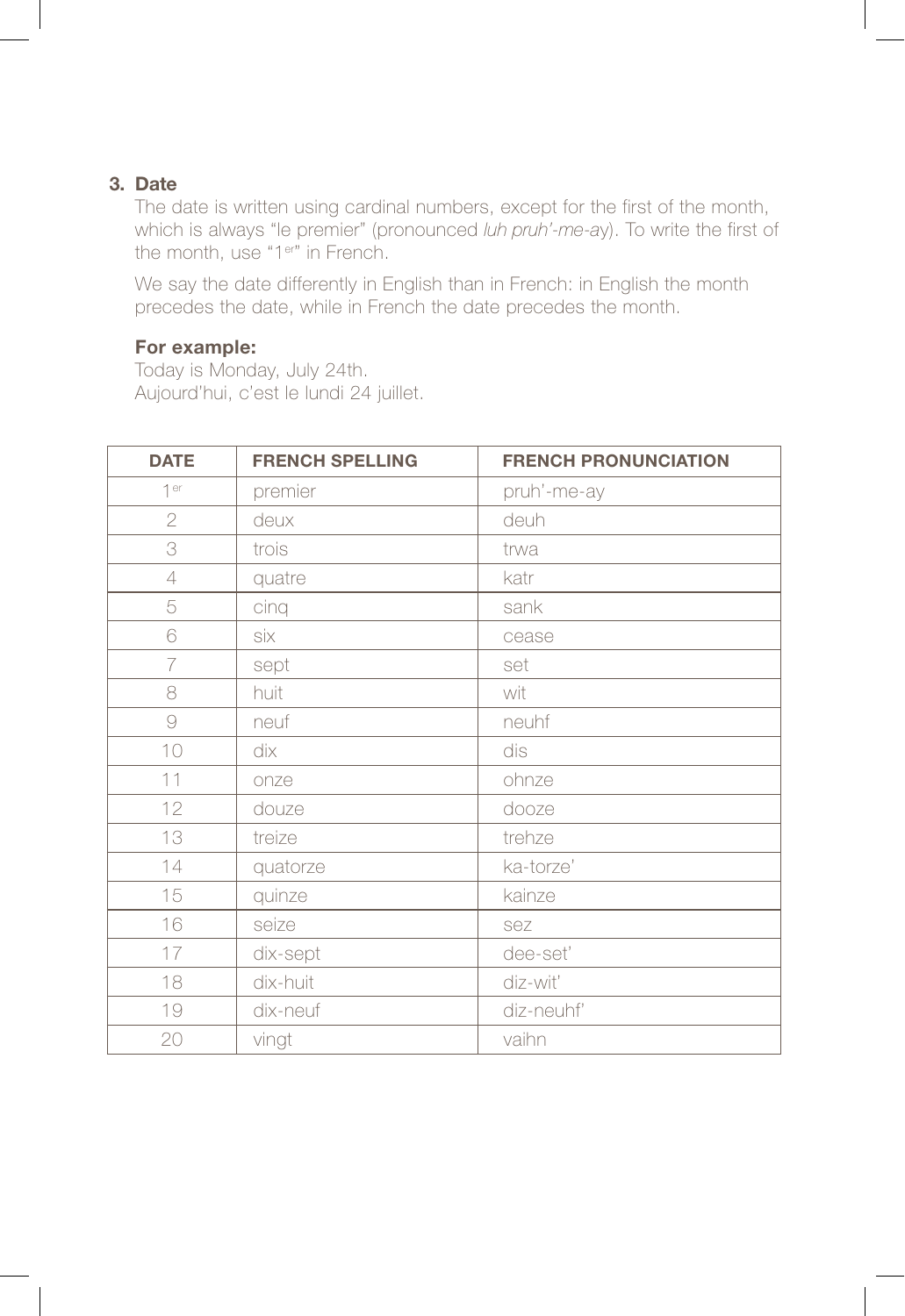### 3. Date

The date is written using cardinal numbers, except for the first of the month, which is always “le premier” (pronounced *luh pruh’-me-ay*). To write the first of the month, use “1er” in French.

We say the date differently in English than in French: in English the month precedes the date, while in French the date precedes the month.

**For example:**
Today is Monday, July 24th.
Aujourd’hui, c’est le lundi 24 juillet.

| DATE | FRENCH SPELLING | FRENCH PRONUNCIATION |
|---|---|---|
| 1er | premier | pruh’-me-ay |
| 2 | deux | deuh |
| 3 | trois | trwa |
| 4 | quatre | katr |
| 5 | cinq | sank |
| 6 | six | cease |
| 7 | sept | set |
| 8 | huit | wit |
| 9 | neuf | neuhf |
| 10 | dix | dis |
| 11 | onze | ohnze |
| 12 | douze | dooze |
| 13 | treize | trehze |
| 14 | quatorze | ka-torze’ |
| 15 | quinze | kainze |
| 16 | seize | sez |
| 17 | dix-sept | dee-set’ |
| 18 | dix-huit | diz-wit’ |
| 19 | dix-neuf | diz-neuhf’ |
| 20 | vingt | vaihn |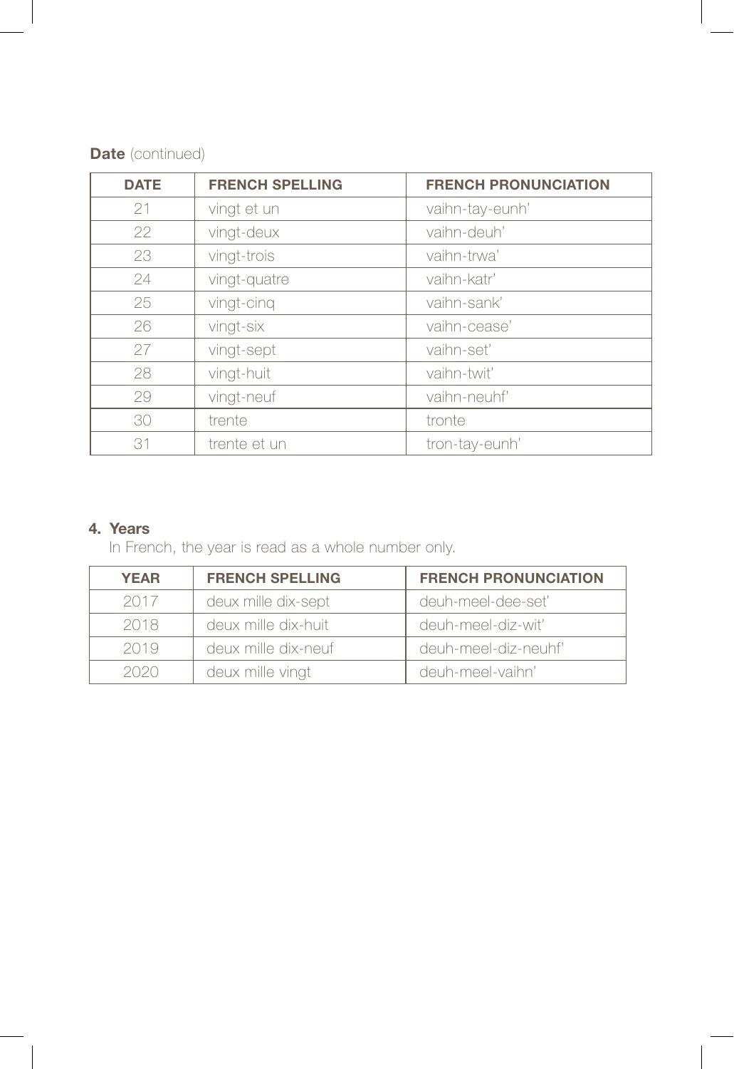**Date** (continued)

| DATE | FRENCH SPELLING | FRENCH PRONUNCIATION |
|---|---|---|
| 21 | vingt et un | vaihn-tay-eunh' |
| 22 | vingt-deux | vaihn-deuh' |
| 23 | vingt-trois | vaihn-trwa' |
| 24 | vingt-quatre | vaihn-katr' |
| 25 | vingt-cinq | vaihn-sank' |
| 26 | vingt-six | vaihn-cease' |
| 27 | vingt-sept | vaihn-set' |
| 28 | vingt-huit | vaihn-twit' |
| 29 | vingt-neuf | vaihn-neuhf' |
| 30 | trente | tronte |
| 31 | trente et un | tron-tay-eunh' |

#### 4. Years

In French, the year is read as a whole number only.

| YEAR | FRENCH SPELLING | FRENCH PRONUNCIATION |
|---|---|---|
| 2017 | deux mille dix-sept | deuh-meel-dee-set' |
| 2018 | deux mille dix-huit | deuh-meel-diz-wit' |
| 2019 | deux mille dix-neuf | deuh-meel-diz-neuhf' |
| 2020 | deux mille vingt | deuh-meel-vaihn' |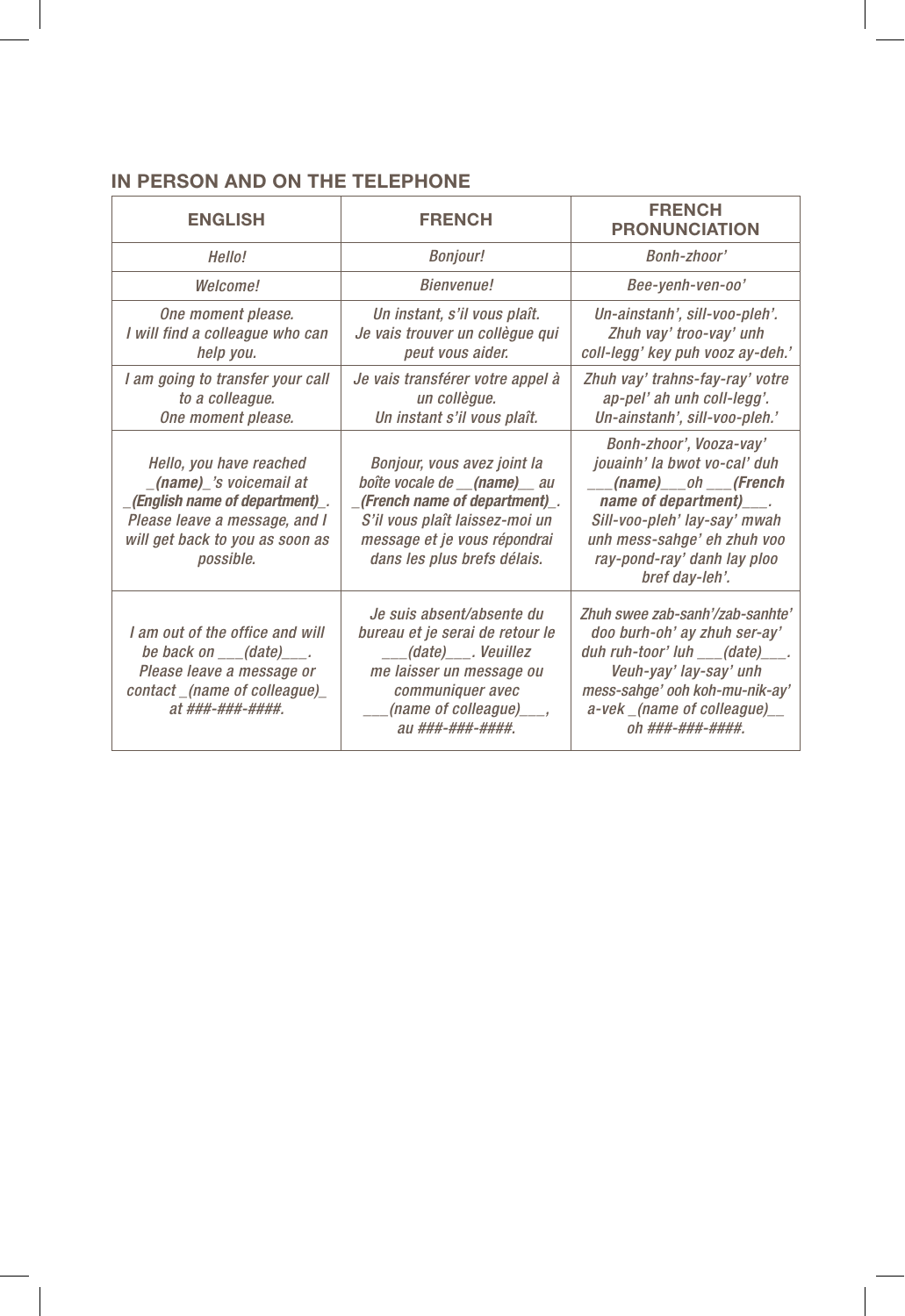## IN PERSON AND ON THE TELEPHONE

| ENGLISH | FRENCH | FRENCH PRONUNCIATION |
|---|---|---|
| *Hello!* | *Bonjour!* | *Bonh-zhoor'* |
| *Welcome!* | *Bienvenue!* | *Bee-yenh-ven-oo'* |
| *One moment please.<br>I will find a colleague who can help you.* | *Un instant, s'il vous plaît.<br>Je vais trouver un collègue qui peut vous aider.* | *Un-ainstanh', sill-voo-pleh'.<br>Zhuh vay' troo-vay' unh coll-legg' key puh vooz ay-deh.'* |
| *I am going to transfer your call to a colleague.<br>One moment please.* | *Je vais transférer votre appel à un collègue.<br>Un instant s'il vous plaît.* | *Zhuh vay' trahns-fay-ray' votre ap-pel' ah unh coll-legg'.<br>Un-ainstanh', sill-voo-pleh.'* |
| *Hello, you have reached _**(name)**_'s voicemail at _**(English name of department)**_. Please leave a message, and I will get back to you as soon as possible.* | *Bonjour, vous avez joint la boîte vocale de __**(name)**__ au _**(French name of department)**_. S'il vous plaît laissez-moi un message et je vous répondrai dans les plus brefs délais.* | *Bonh-zhoor', Vooza-vay' jouainh' la bwot vo-cal' duh ___**(name)**___oh ___**(French name of department)**___. Sill-voo-pleh' lay-say' mwah unh mess-sahge' eh zhuh voo ray-pond-ray' danh lay ploo bref day-leh'.* |
| *I am out of the office and will be back on ___(date)___. Please leave a message or contact _(name of colleague)_ at ###-###-####.* | *Je suis absent/absente du bureau et je serai de retour le ___(date)___. Veuillez me laisser un message ou communiquer avec ___(name of colleague)___, au ###-###-####.* | *Zhuh swee zab-sanh'/zab-sanhte' doo burh-oh' ay zhuh ser-ay' duh ruh-toor' luh ___(date)___. Veuh-yay' lay-say' unh mess-sahge' ooh koh-mu-nik-ay' a-vek _(name of colleague)__ oh ###-###-####.* |